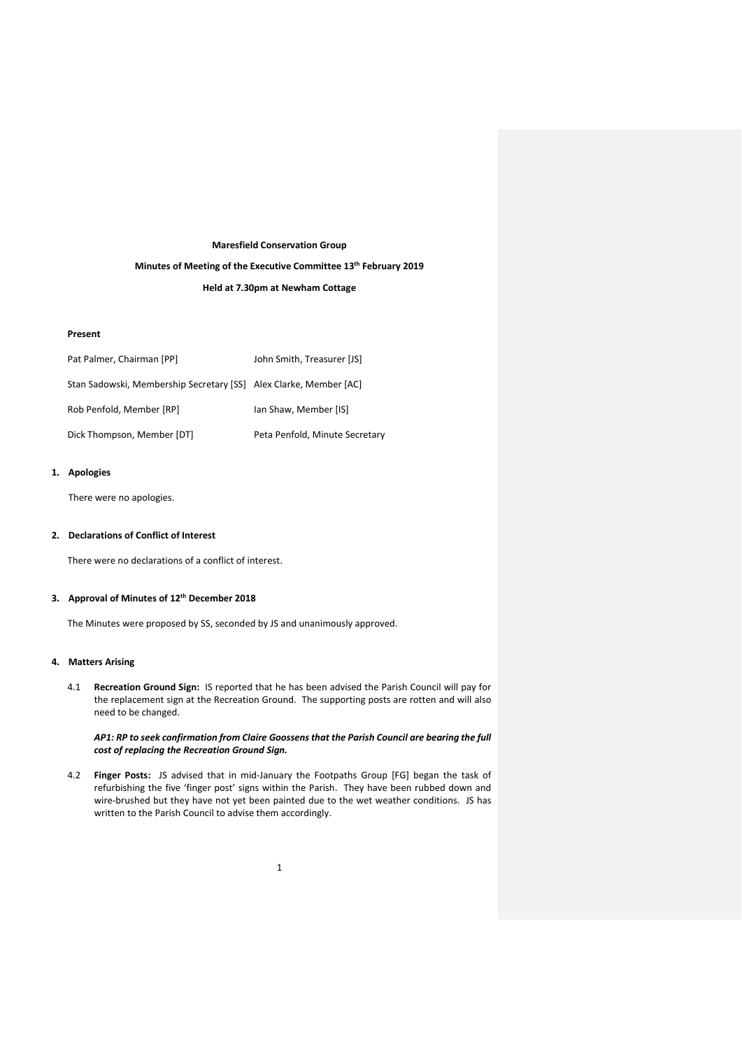**Maresfield Conservation Group**

**Minutes of Meeting of the Executive Committee 13th February 2019**

**Held at 7.30pm at Newham Cottage**

**Present**

| | |
|---|---|
| Pat Palmer, Chairman [PP] | John Smith, Treasurer [JS] |
| Stan Sadowski, Membership Secretary [SS] | Alex Clarke, Member [AC] |
| Rob Penfold, Member [RP] | Ian Shaw, Member [IS] |
| Dick Thompson, Member [DT] | Peta Penfold, Minute Secretary |

## 1. Apologies

There were no apologies.

## 2. Declarations of Conflict of Interest

There were no declarations of a conflict of interest.

## 3. Approval of Minutes of 12th December 2018

The Minutes were proposed by SS, seconded by JS and unanimously approved.

## 4. Matters Arising

4.1 **Recreation Ground Sign:** IS reported that he has been advised the Parish Council will pay for the replacement sign at the Recreation Ground. The supporting posts are rotten and will also need to be changed.

***AP1: RP to seek confirmation from Claire Goossens that the Parish Council are bearing the full cost of replacing the Recreation Ground Sign.***

4.2 **Finger Posts:** JS advised that in mid-January the Footpaths Group [FG] began the task of refurbishing the five 'finger post' signs within the Parish. They have been rubbed down and wire-brushed but they have not yet been painted due to the wet weather conditions. JS has written to the Parish Council to advise them accordingly.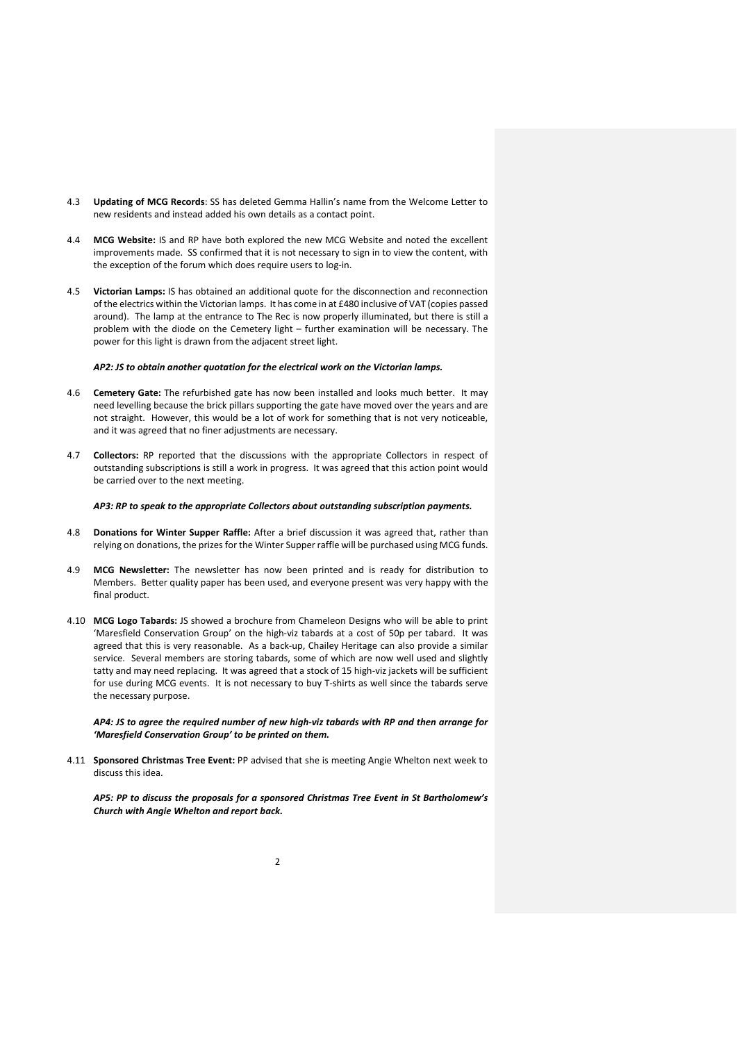4.3 **Updating of MCG Records**: SS has deleted Gemma Hallin's name from the Welcome Letter to new residents and instead added his own details as a contact point.

4.4 **MCG Website:** IS and RP have both explored the new MCG Website and noted the excellent improvements made. SS confirmed that it is not necessary to sign in to view the content, with the exception of the forum which does require users to log-in.

4.5 **Victorian Lamps:** IS has obtained an additional quote for the disconnection and reconnection of the electrics within the Victorian lamps. It has come in at £480 inclusive of VAT (copies passed around). The lamp at the entrance to The Rec is now properly illuminated, but there is still a problem with the diode on the Cemetery light – further examination will be necessary. The power for this light is drawn from the adjacent street light.

***AP2: JS to obtain another quotation for the electrical work on the Victorian lamps.***

4.6 **Cemetery Gate:** The refurbished gate has now been installed and looks much better. It may need levelling because the brick pillars supporting the gate have moved over the years and are not straight. However, this would be a lot of work for something that is not very noticeable, and it was agreed that no finer adjustments are necessary.

4.7 **Collectors:** RP reported that the discussions with the appropriate Collectors in respect of outstanding subscriptions is still a work in progress. It was agreed that this action point would be carried over to the next meeting.

***AP3: RP to speak to the appropriate Collectors about outstanding subscription payments.***

4.8 **Donations for Winter Supper Raffle:** After a brief discussion it was agreed that, rather than relying on donations, the prizes for the Winter Supper raffle will be purchased using MCG funds.

4.9 **MCG Newsletter:** The newsletter has now been printed and is ready for distribution to Members. Better quality paper has been used, and everyone present was very happy with the final product.

4.10 **MCG Logo Tabards:** JS showed a brochure from Chameleon Designs who will be able to print 'Maresfield Conservation Group' on the high-viz tabards at a cost of 50p per tabard. It was agreed that this is very reasonable. As a back-up, Chailey Heritage can also provide a similar service. Several members are storing tabards, some of which are now well used and slightly tatty and may need replacing. It was agreed that a stock of 15 high-viz jackets will be sufficient for use during MCG events. It is not necessary to buy T-shirts as well since the tabards serve the necessary purpose.

***AP4: JS to agree the required number of new high-viz tabards with RP and then arrange for 'Maresfield Conservation Group' to be printed on them.***

4.11 **Sponsored Christmas Tree Event:** PP advised that she is meeting Angie Whelton next week to discuss this idea.

***AP5: PP to discuss the proposals for a sponsored Christmas Tree Event in St Bartholomew's Church with Angie Whelton and report back.***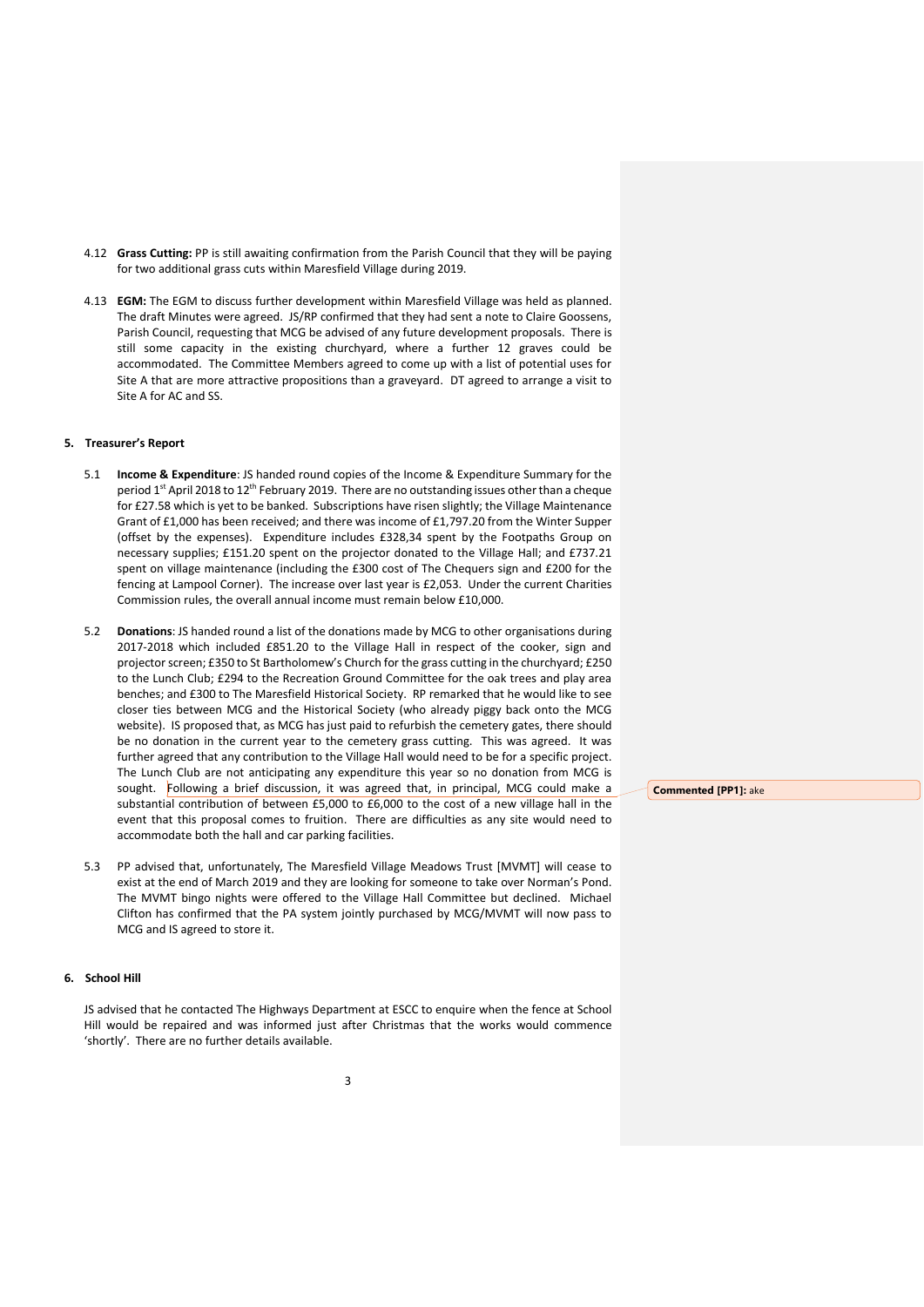4.12 **Grass Cutting:** PP is still awaiting confirmation from the Parish Council that they will be paying for two additional grass cuts within Maresfield Village during 2019.

4.13 **EGM:** The EGM to discuss further development within Maresfield Village was held as planned. The draft Minutes were agreed. JS/RP confirmed that they had sent a note to Claire Goossens, Parish Council, requesting that MCG be advised of any future development proposals. There is still some capacity in the existing churchyard, where a further 12 graves could be accommodated. The Committee Members agreed to come up with a list of potential uses for Site A that are more attractive propositions than a graveyard. DT agreed to arrange a visit to Site A for AC and SS.

## 5. Treasurer's Report

5.1 **Income & Expenditure**: JS handed round copies of the Income & Expenditure Summary for the period 1st April 2018 to 12th February 2019. There are no outstanding issues other than a cheque for £27.58 which is yet to be banked. Subscriptions have risen slightly; the Village Maintenance Grant of £1,000 has been received; and there was income of £1,797.20 from the Winter Supper (offset by the expenses). Expenditure includes £328,34 spent by the Footpaths Group on necessary supplies; £151.20 spent on the projector donated to the Village Hall; and £737.21 spent on village maintenance (including the £300 cost of The Chequers sign and £200 for the fencing at Lampool Corner). The increase over last year is £2,053. Under the current Charities Commission rules, the overall annual income must remain below £10,000.

5.2 **Donations**: JS handed round a list of the donations made by MCG to other organisations during 2017-2018 which included £851.20 to the Village Hall in respect of the cooker, sign and projector screen; £350 to St Bartholomew's Church for the grass cutting in the churchyard; £250 to the Lunch Club; £294 to the Recreation Ground Committee for the oak trees and play area benches; and £300 to The Maresfield Historical Society. RP remarked that he would like to see closer ties between MCG and the Historical Society (who already piggy back onto the MCG website). IS proposed that, as MCG has just paid to refurbish the cemetery gates, there should be no donation in the current year to the cemetery grass cutting. This was agreed. It was further agreed that any contribution to the Village Hall would need to be for a specific project. The Lunch Club are not anticipating any expenditure this year so no donation from MCG is sought. Following a brief discussion, it was agreed that, in principal, MCG could make a substantial contribution of between £5,000 to £6,000 to the cost of a new village hall in the event that this proposal comes to fruition. There are difficulties as any site would need to accommodate both the hall and car parking facilities.

**Commented [PP1]:** ake

5.3 PP advised that, unfortunately, The Maresfield Village Meadows Trust [MVMT] will cease to exist at the end of March 2019 and they are looking for someone to take over Norman's Pond. The MVMT bingo nights were offered to the Village Hall Committee but declined. Michael Clifton has confirmed that the PA system jointly purchased by MCG/MVMT will now pass to MCG and IS agreed to store it.

## 6. School Hill

JS advised that he contacted The Highways Department at ESCC to enquire when the fence at School Hill would be repaired and was informed just after Christmas that the works would commence 'shortly'. There are no further details available.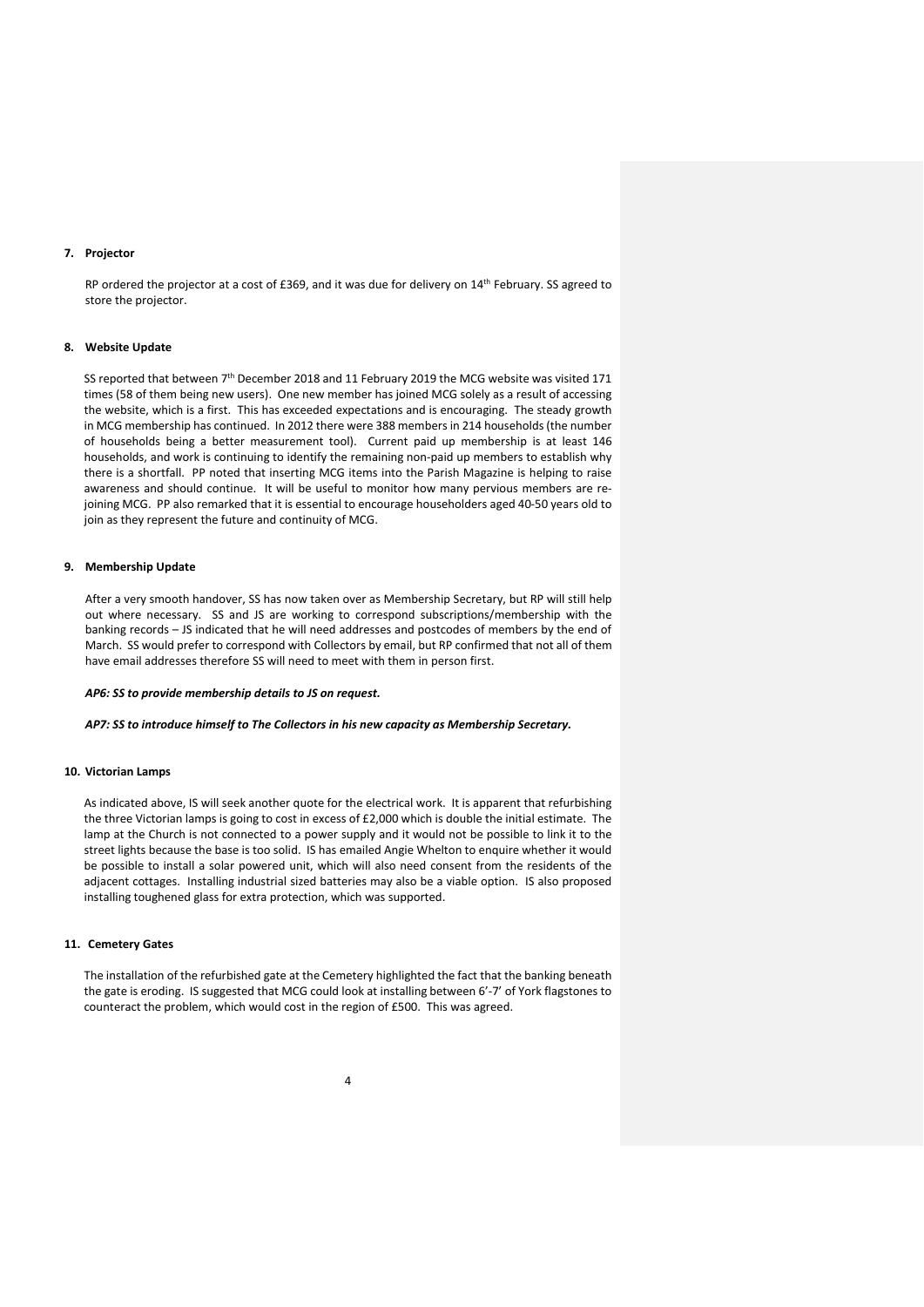## 7. Projector

RP ordered the projector at a cost of £369, and it was due for delivery on 14th February. SS agreed to store the projector.

## 8. Website Update

SS reported that between 7th December 2018 and 11 February 2019 the MCG website was visited 171 times (58 of them being new users). One new member has joined MCG solely as a result of accessing the website, which is a first. This has exceeded expectations and is encouraging. The steady growth in MCG membership has continued. In 2012 there were 388 members in 214 households (the number of households being a better measurement tool). Current paid up membership is at least 146 households, and work is continuing to identify the remaining non-paid up members to establish why there is a shortfall. PP noted that inserting MCG items into the Parish Magazine is helping to raise awareness and should continue. It will be useful to monitor how many pervious members are re-joining MCG. PP also remarked that it is essential to encourage householders aged 40-50 years old to join as they represent the future and continuity of MCG.

## 9. Membership Update

After a very smooth handover, SS has now taken over as Membership Secretary, but RP will still help out where necessary. SS and JS are working to correspond subscriptions/membership with the banking records – JS indicated that he will need addresses and postcodes of members by the end of March. SS would prefer to correspond with Collectors by email, but RP confirmed that not all of them have email addresses therefore SS will need to meet with them in person first.

***AP6: SS to provide membership details to JS on request.***

***AP7: SS to introduce himself to The Collectors in his new capacity as Membership Secretary.***

## 10. Victorian Lamps

As indicated above, IS will seek another quote for the electrical work. It is apparent that refurbishing the three Victorian lamps is going to cost in excess of £2,000 which is double the initial estimate. The lamp at the Church is not connected to a power supply and it would not be possible to link it to the street lights because the base is too solid. IS has emailed Angie Whelton to enquire whether it would be possible to install a solar powered unit, which will also need consent from the residents of the adjacent cottages. Installing industrial sized batteries may also be a viable option. IS also proposed installing toughened glass for extra protection, which was supported.

## 11. Cemetery Gates

The installation of the refurbished gate at the Cemetery highlighted the fact that the banking beneath the gate is eroding. IS suggested that MCG could look at installing between 6'-7' of York flagstones to counteract the problem, which would cost in the region of £500. This was agreed.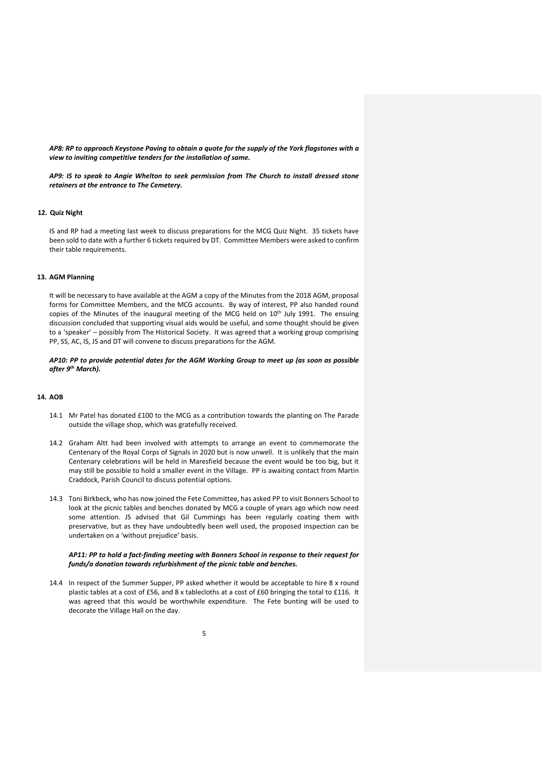***AP8: RP to approach Keystone Paving to obtain a quote for the supply of the York flagstones with a view to inviting competitive tenders for the installation of same.***

***AP9: IS to speak to Angie Whelton to seek permission from The Church to install dressed stone retainers at the entrance to The Cemetery.***

## 12. Quiz Night

IS and RP had a meeting last week to discuss preparations for the MCG Quiz Night. 35 tickets have been sold to date with a further 6 tickets required by DT. Committee Members were asked to confirm their table requirements.

## 13. AGM Planning

It will be necessary to have available at the AGM a copy of the Minutes from the 2018 AGM, proposal forms for Committee Members, and the MCG accounts. By way of interest, PP also handed round copies of the Minutes of the inaugural meeting of the MCG held on 10th July 1991. The ensuing discussion concluded that supporting visual aids would be useful, and some thought should be given to a 'speaker' – possibly from The Historical Society. It was agreed that a working group comprising PP, SS, AC, IS, JS and DT will convene to discuss preparations for the AGM.

***AP10: PP to provide potential dates for the AGM Working Group to meet up (as soon as possible after 9th March).***

## 14. AOB

14.1 Mr Patel has donated £100 to the MCG as a contribution towards the planting on The Parade outside the village shop, which was gratefully received.

14.2 Graham Altt had been involved with attempts to arrange an event to commemorate the Centenary of the Royal Corps of Signals in 2020 but is now unwell. It is unlikely that the main Centenary celebrations will be held in Maresfield because the event would be too big, but it may still be possible to hold a smaller event in the Village. PP is awaiting contact from Martin Craddock, Parish Council to discuss potential options.

14.3 Toni Birkbeck, who has now joined the Fete Committee, has asked PP to visit Bonners School to look at the picnic tables and benches donated by MCG a couple of years ago which now need some attention. JS advised that Gil Cummings has been regularly coating them with preservative, but as they have undoubtedly been well used, the proposed inspection can be undertaken on a 'without prejudice' basis.

***AP11: PP to hold a fact-finding meeting with Bonners School in response to their request for funds/a donation towards refurbishment of the picnic table and benches.***

14.4 In respect of the Summer Supper, PP asked whether it would be acceptable to hire 8 x round plastic tables at a cost of £56, and 8 x tablecloths at a cost of £60 bringing the total to £116. It was agreed that this would be worthwhile expenditure. The Fete bunting will be used to decorate the Village Hall on the day.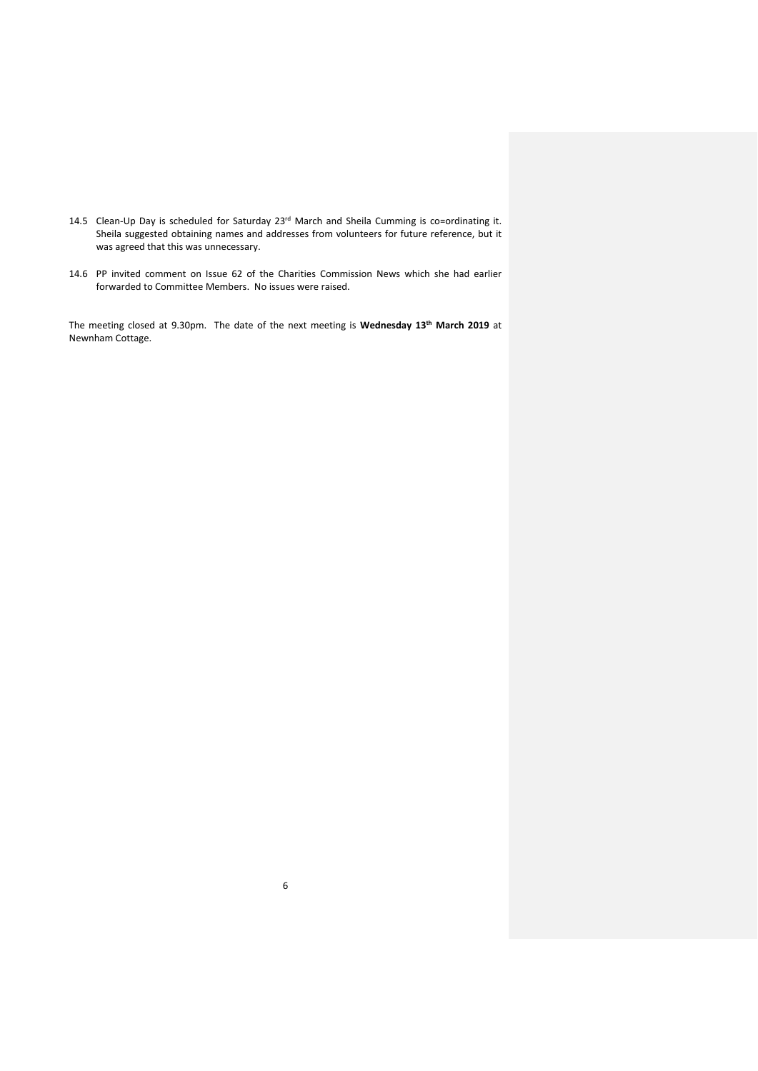14.5 Clean-Up Day is scheduled for Saturday 23rd March and Sheila Cumming is co=ordinating it. Sheila suggested obtaining names and addresses from volunteers for future reference, but it was agreed that this was unnecessary.

14.6 PP invited comment on Issue 62 of the Charities Commission News which she had earlier forwarded to Committee Members. No issues were raised.

The meeting closed at 9.30pm. The date of the next meeting is **Wednesday 13th March 2019** at Newnham Cottage.